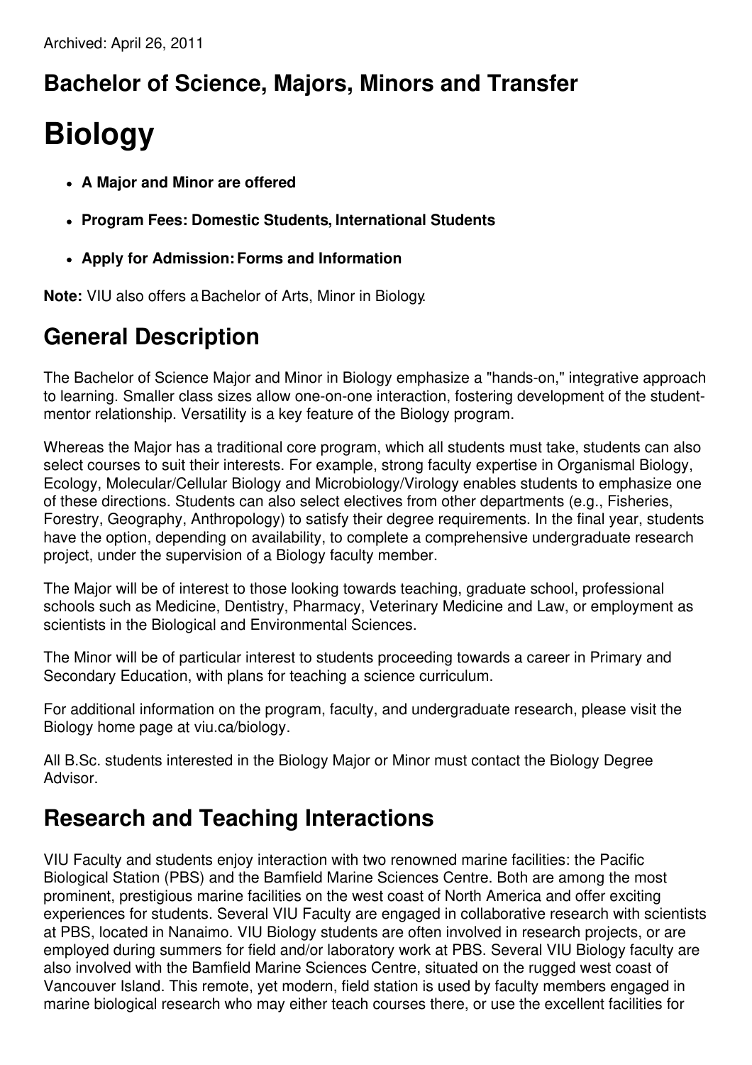Archived: April 26, 2011

## Bachelor of Science, Majors, Minors and Transfer

# Biology

- **A Major and Minor are offered**
- **Program Fees: Domestic Students, International Students**
- **Apply for Admission: Forms and Information**

**Note:** VIU also offers a Bachelor of Arts, Minor in Biology.

## General Description

The Bachelor of Science Major and Minor in Biology emphasize a "hands-on," integrative approach to learning. Smaller class sizes allow one-on-one interaction, fostering development of the student-mentor relationship. Versatility is a key feature of the Biology program.

Whereas the Major has a traditional core program, which all students must take, students can also select courses to suit their interests. For example, strong faculty expertise in Organismal Biology, Ecology, Molecular/Cellular Biology and Microbiology/Virology enables students to emphasize one of these directions. Students can also select electives from other departments (e.g., Fisheries, Forestry, Geography, Anthropology) to satisfy their degree requirements. In the final year, students have the option, depending on availability, to complete a comprehensive undergraduate research project, under the supervision of a Biology faculty member.

The Major will be of interest to those looking towards teaching, graduate school, professional schools such as Medicine, Dentistry, Pharmacy, Veterinary Medicine and Law, or employment as scientists in the Biological and Environmental Sciences.

The Minor will be of particular interest to students proceeding towards a career in Primary and Secondary Education, with plans for teaching a science curriculum.

For additional information on the program, faculty, and undergraduate research, please visit the Biology home page at viu.ca/biology.

All B.Sc. students interested in the Biology Major or Minor must contact the Biology Degree Advisor.

## Research and Teaching Interactions

VIU Faculty and students enjoy interaction with two renowned marine facilities: the Pacific Biological Station (PBS) and the Bamfield Marine Sciences Centre. Both are among the most prominent, prestigious marine facilities on the west coast of North America and offer exciting experiences for students. Several VIU Faculty are engaged in collaborative research with scientists at PBS, located in Nanaimo. VIU Biology students are often involved in research projects, or are employed during summers for field and/or laboratory work at PBS. Several VIU Biology faculty are also involved with the Bamfield Marine Sciences Centre, situated on the rugged west coast of Vancouver Island. This remote, yet modern, field station is used by faculty members engaged in marine biological research who may either teach courses there, or use the excellent facilities for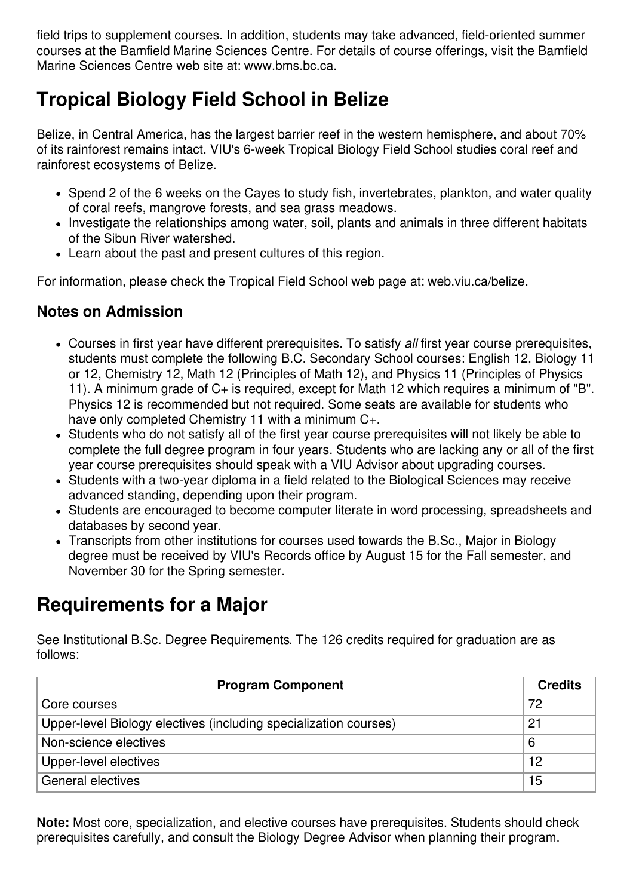field trips to supplement courses. In addition, students may take advanced, field-oriented summer courses at the Bamfield Marine Sciences Centre. For details of course offerings, visit the Bamfield Marine Sciences Centre web site at: www.bms.bc.ca.

# Tropical Biology Field School in Belize

Belize, in Central America, has the largest barrier reef in the western hemisphere, and about 70% of its rainforest remains intact. VIU's 6-week Tropical Biology Field School studies coral reef and rainforest ecosystems of Belize.

- Spend 2 of the 6 weeks on the Cayes to study fish, invertebrates, plankton, and water quality of coral reefs, mangrove forests, and sea grass meadows.
- Investigate the relationships among water, soil, plants and animals in three different habitats of the Sibun River watershed.
- Learn about the past and present cultures of this region.

For information, please check the Tropical Field School web page at: web.viu.ca/belize.

## Notes on Admission

- Courses in first year have different prerequisites. To satisfy *all* first year course prerequisites, students must complete the following B.C. Secondary School courses: English 12, Biology 11 or 12, Chemistry 12, Math 12 (Principles of Math 12), and Physics 11 (Principles of Physics 11). A minimum grade of C+ is required, except for Math 12 which requires a minimum of "B". Physics 12 is recommended but not required. Some seats are available for students who have only completed Chemistry 11 with a minimum C+.
- Students who do not satisfy all of the first year course prerequisites will not likely be able to complete the full degree program in four years. Students who are lacking any or all of the first year course prerequisites should speak with a VIU Advisor about upgrading courses.
- Students with a two-year diploma in a field related to the Biological Sciences may receive advanced standing, depending upon their program.
- Students are encouraged to become computer literate in word processing, spreadsheets and databases by second year.
- Transcripts from other institutions for courses used towards the B.Sc., Major in Biology degree must be received by VIU's Records office by August 15 for the Fall semester, and November 30 for the Spring semester.

# Requirements for a Major

See Institutional B.Sc. Degree Requirements. The 126 credits required for graduation are as follows:

| Program Component | Credits |
|---|---|
| Core courses | 72 |
| Upper-level Biology electives (including specialization courses) | 21 |
| Non-science electives | 6 |
| Upper-level electives | 12 |
| General electives | 15 |

**Note:** Most core, specialization, and elective courses have prerequisites. Students should check prerequisites carefully, and consult the Biology Degree Advisor when planning their program.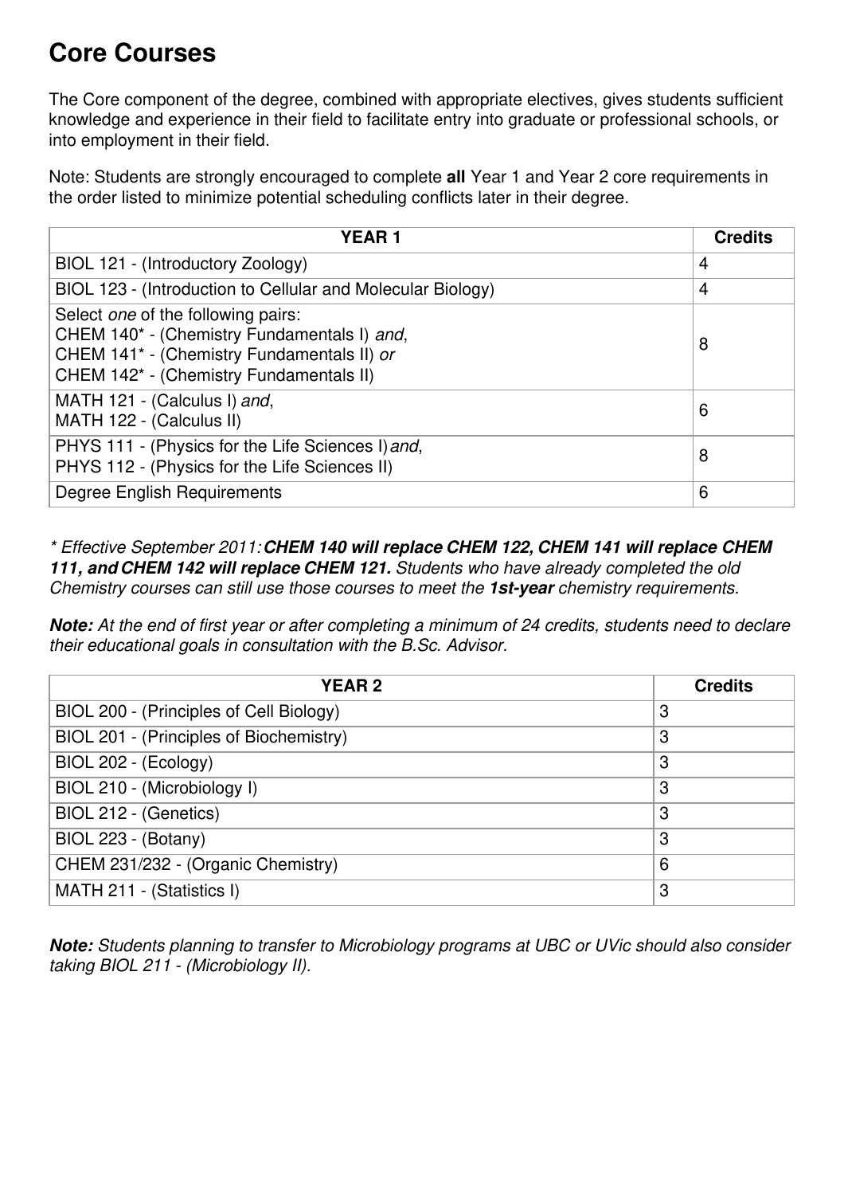# Core Courses

The Core component of the degree, combined with appropriate electives, gives students sufficient knowledge and experience in their field to facilitate entry into graduate or professional schools, or into employment in their field.

Note: Students are strongly encouraged to complete **all** Year 1 and Year 2 core requirements in the order listed to minimize potential scheduling conflicts later in their degree.

| YEAR 1 | Credits |
|---|---|
| BIOL 121 - (Introductory Zoology) | 4 |
| BIOL 123 - (Introduction to Cellular and Molecular Biology) | 4 |
| Select *one* of the following pairs:<br>CHEM 140* - (Chemistry Fundamentals I) *and*,<br>CHEM 141* - (Chemistry Fundamentals II) *or*<br>CHEM 142* - (Chemistry Fundamentals II) | 8 |
| MATH 121 - (Calculus I) *and*,<br>MATH 122 - (Calculus II) | 6 |
| PHYS 111 - (Physics for the Life Sciences I) *and*,<br>PHYS 112 - (Physics for the Life Sciences II) | 8 |
| Degree English Requirements | 6 |

*\* Effective September 2011:* ***CHEM 140 will replace CHEM 122, CHEM 141 will replace CHEM 111, and CHEM 142 will replace CHEM 121.*** *Students who have already completed the old Chemistry courses can still use those courses to meet the* ***1st-year*** *chemistry requirements.*

***Note:*** *At the end of first year or after completing a minimum of 24 credits, students need to declare their educational goals in consultation with the B.Sc. Advisor.*

| YEAR 2 | Credits |
|---|---|
| BIOL 200 - (Principles of Cell Biology) | 3 |
| BIOL 201 - (Principles of Biochemistry) | 3 |
| BIOL 202 - (Ecology) | 3 |
| BIOL 210 - (Microbiology I) | 3 |
| BIOL 212 - (Genetics) | 3 |
| BIOL 223 - (Botany) | 3 |
| CHEM 231/232 - (Organic Chemistry) | 6 |
| MATH 211 - (Statistics I) | 3 |

***Note:*** *Students planning to transfer to Microbiology programs at UBC or UVic should also consider taking BIOL 211 - (Microbiology II).*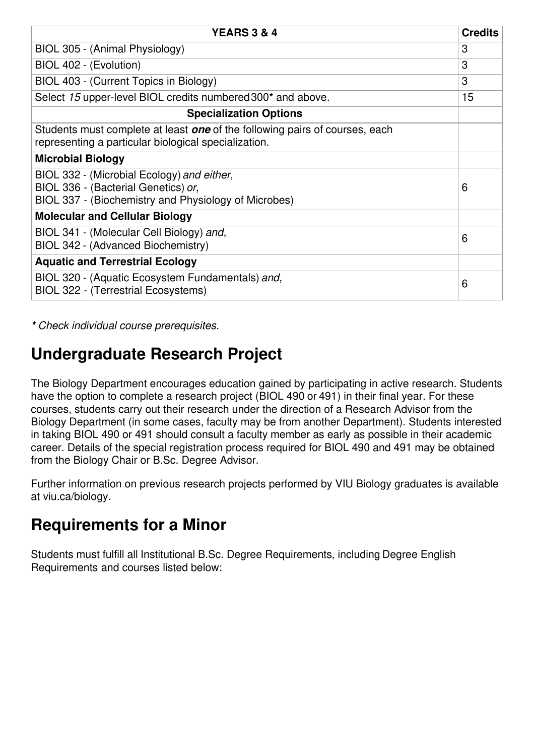| YEARS 3 & 4 | Credits |
|---|---|
| BIOL 305 - (Animal Physiology) | 3 |
| BIOL 402 - (Evolution) | 3 |
| BIOL 403 - (Current Topics in Biology) | 3 |
| Select *15* upper-level BIOL credits numbered 300* and above. | 15 |
| **Specialization Options** | |
| Students must complete at least ***one*** of the following pairs of courses, each representing a particular biological specialization. | |
| **Microbial Biology** | |
| BIOL 332 - (Microbial Ecology) *and either*,<br>BIOL 336 - (Bacterial Genetics) *or*,<br>BIOL 337 - (Biochemistry and Physiology of Microbes) | 6 |
| **Molecular and Cellular Biology** | |
| BIOL 341 - (Molecular Cell Biology) *and*,<br>BIOL 342 - (Advanced Biochemistry) | 6 |
| **Aquatic and Terrestrial Ecology** | |
| BIOL 320 - (Aquatic Ecosystem Fundamentals) *and*,<br>BIOL 322 - (Terrestrial Ecosystems) | 6 |

*\* Check individual course prerequisites.*

## Undergraduate Research Project

The Biology Department encourages education gained by participating in active research. Students have the option to complete a research project (BIOL 490 or 491) in their final year. For these courses, students carry out their research under the direction of a Research Advisor from the Biology Department (in some cases, faculty may be from another Department). Students interested in taking BIOL 490 or 491 should consult a faculty member as early as possible in their academic career. Details of the special registration process required for BIOL 490 and 491 may be obtained from the Biology Chair or B.Sc. Degree Advisor.

Further information on previous research projects performed by VIU Biology graduates is available at viu.ca/biology.

## Requirements for a Minor

Students must fulfill all Institutional B.Sc. Degree Requirements, including Degree English Requirements and courses listed below: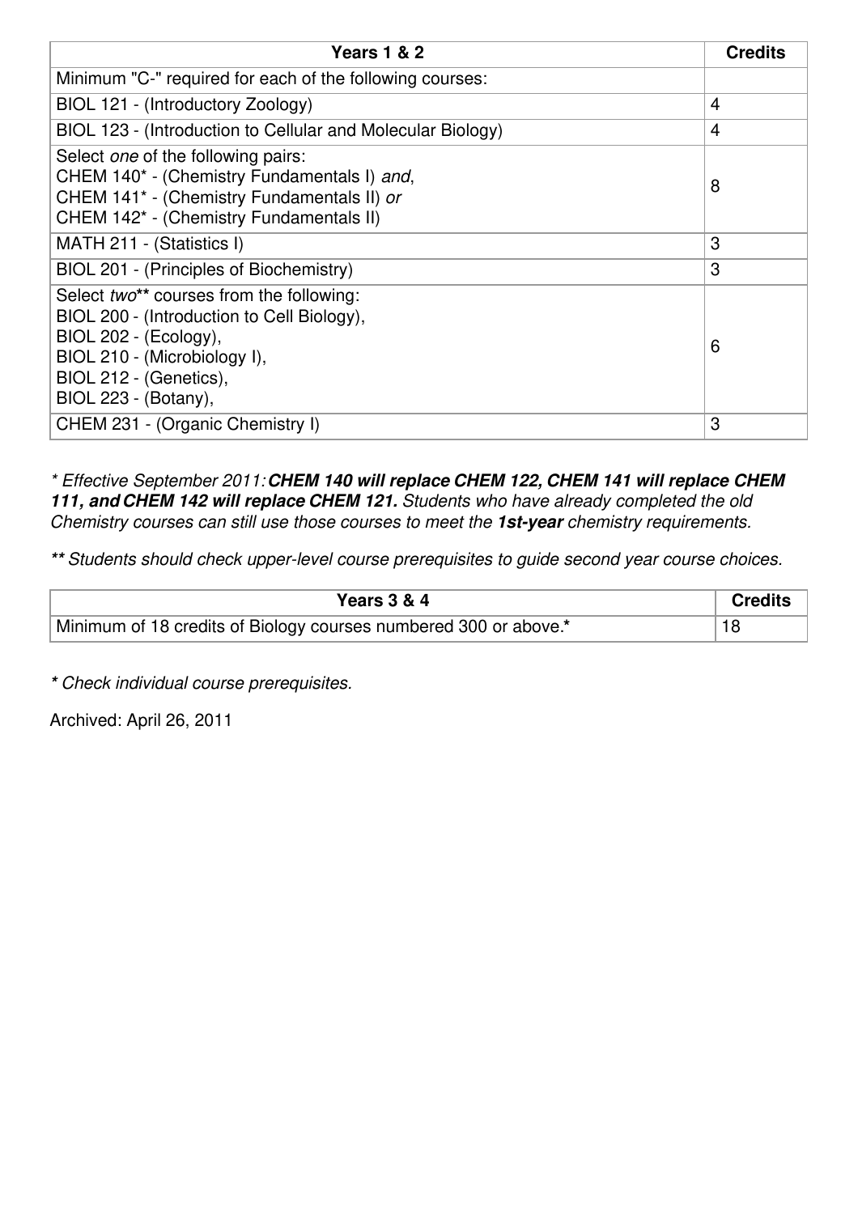| Years 1 & 2 | Credits |
|---|---|
| Minimum "C-" required for each of the following courses: | |
| BIOL 121 - (Introductory Zoology) | 4 |
| BIOL 123 - (Introduction to Cellular and Molecular Biology) | 4 |
| Select *one* of the following pairs:<br>CHEM 140* - (Chemistry Fundamentals I) *and*,<br>CHEM 141* - (Chemistry Fundamentals II) *or*<br>CHEM 142* - (Chemistry Fundamentals II) | 8 |
| MATH 211 - (Statistics I) | 3 |
| BIOL 201 - (Principles of Biochemistry) | 3 |
| Select *two*** courses from the following:<br>BIOL 200 - (Introduction to Cell Biology),<br>BIOL 202 - (Ecology),<br>BIOL 210 - (Microbiology I),<br>BIOL 212 - (Genetics),<br>BIOL 223 - (Botany), | 6 |
| CHEM 231 - (Organic Chemistry I) | 3 |

*\* Effective September 2011:* ***CHEM 140 will replace CHEM 122, CHEM 141 will replace CHEM 111, and CHEM 142 will replace CHEM 121.*** *Students who have already completed the old Chemistry courses can still use those courses to meet the* ***1st-year*** *chemistry requirements.*

*\*\* Students should check upper-level course prerequisites to guide second year course choices.*

| Years 3 & 4 | Credits |
|---|---|
| Minimum of 18 credits of Biology courses numbered 300 or above.* | 18 |

*\* Check individual course prerequisites.*

Archived: April 26, 2011